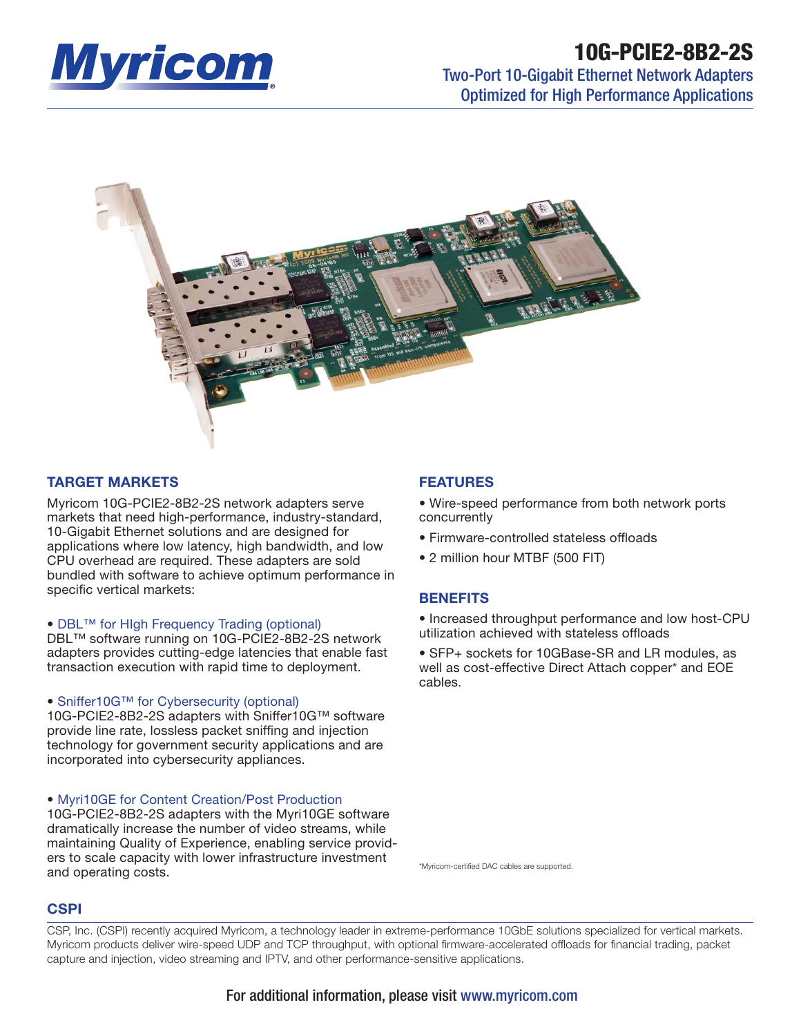# 10G-PCIE2-8B2-2S

## Two-Port 10-Gigabit Ethernet Network Adapters Optimized for High Performance Applications

### TARGET MARKETS

Myricom 10G-PCIE2-8B2-2S network adapters serve markets that need high-performance, industry-standard, 10-Gigabit Ethernet solutions and are designed for applications where low latency, high bandwidth, and low CPU overhead are required. These adapters are sold bundled with software to achieve optimum performance in specific vertical markets:

• DBL™ for HIgh Frequency Trading (optional)
DBL™ software running on 10G-PCIE2-8B2-2S network adapters provides cutting-edge latencies that enable fast transaction execution with rapid time to deployment.

• Sniffer10G™ for Cybersecurity (optional)
10G-PCIE2-8B2-2S adapters with Sniffer10G™ software provide line rate, lossless packet sniffing and injection technology for government security applications and are incorporated into cybersecurity appliances.

• Myri10GE for Content Creation/Post Production
10G-PCIE2-8B2-2S adapters with the Myri10GE software dramatically increase the number of video streams, while maintaining Quality of Experience, enabling service providers to scale capacity with lower infrastructure investment and operating costs.

### FEATURES

• Wire-speed performance from both network ports concurrently

• Firmware-controlled stateless offloads

• 2 million hour MTBF (500 FIT)

### BENEFITS

• Increased throughput performance and low host-CPU utilization achieved with stateless offloads

• SFP+ sockets for 10GBase-SR and LR modules, as well as cost-effective Direct Attach copper* and EOE cables.

*Myricom-certified DAC cables are supported.

### CSPI

CSP, Inc. (CSPI) recently acquired Myricom, a technology leader in extreme-performance 10GbE solutions specialized for vertical markets. Myricom products deliver wire-speed UDP and TCP throughput, with optional firmware-accelerated offloads for financial trading, packet capture and injection, video streaming and IPTV, and other performance-sensitive applications.

For additional information, please visit www.myricom.com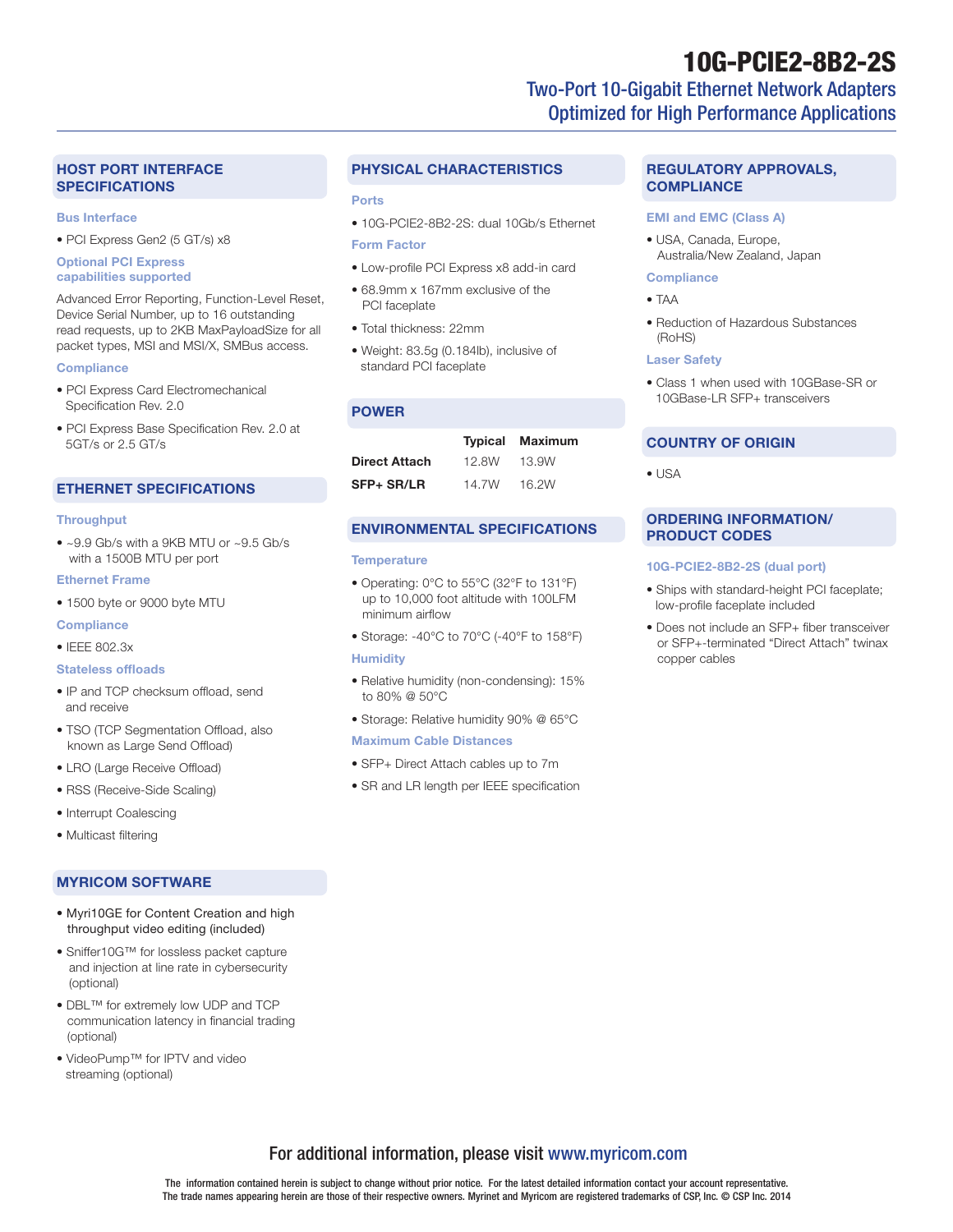# 10G-PCIE2-8B2-2S

## Two-Port 10-Gigabit Ethernet Network Adapters Optimized for High Performance Applications

### HOST PORT INTERFACE SPECIFICATIONS

**Bus Interface**

- PCI Express Gen2 (5 GT/s) x8

**Optional PCI Express capabilities supported**

Advanced Error Reporting, Function-Level Reset, Device Serial Number, up to 16 outstanding read requests, up to 2KB MaxPayloadSize for all packet types, MSI and MSI/X, SMBus access.

**Compliance**

- PCI Express Card Electromechanical Specification Rev. 2.0
- PCI Express Base Specification Rev. 2.0 at 5GT/s or 2.5 GT/s

### ETHERNET SPECIFICATIONS

**Throughput**

- ~9.9 Gb/s with a 9KB MTU or ~9.5 Gb/s with a 1500B MTU per port

**Ethernet Frame**

- 1500 byte or 9000 byte MTU

**Compliance**

- IEEE 802.3x

**Stateless offloads**

- IP and TCP checksum offload, send and receive
- TSO (TCP Segmentation Offload, also known as Large Send Offload)
- LRO (Large Receive Offload)
- RSS (Receive-Side Scaling)
- Interrupt Coalescing
- Multicast filtering

### MYRICOM SOFTWARE

- Myri10GE for Content Creation and high throughput video editing (included)
- Sniffer10G™ for lossless packet capture and injection at line rate in cybersecurity (optional)
- DBL™ for extremely low UDP and TCP communication latency in financial trading (optional)
- VideoPump™ for IPTV and video streaming (optional)

### PHYSICAL CHARACTERISTICS

**Ports**

- 10G-PCIE2-8B2-2S: dual 10Gb/s Ethernet

**Form Factor**

- Low-profile PCI Express x8 add-in card
- 68.9mm x 167mm exclusive of the PCI faceplate
- Total thickness: 22mm
- Weight: 83.5g (0.184lb), inclusive of standard PCI faceplate

### POWER

| | Typical | Maximum |
|---|---|---|
| **Direct Attach** | 12.8W | 13.9W |
| **SFP+ SR/LR** | 14.7W | 16.2W |

### ENVIRONMENTAL SPECIFICATIONS

**Temperature**

- Operating: 0°C to 55°C (32°F to 131°F) up to 10,000 foot altitude with 100LFM minimum airflow
- Storage: -40°C to 70°C (-40°F to 158°F)

**Humidity**

- Relative humidity (non-condensing): 15% to 80% @ 50°C
- Storage: Relative humidity 90% @ 65°C

**Maximum Cable Distances**

- SFP+ Direct Attach cables up to 7m
- SR and LR length per IEEE specification

### REGULATORY APPROVALS, COMPLIANCE

**EMI and EMC (Class A)**

- USA, Canada, Europe, Australia/New Zealand, Japan

**Compliance**

- TAA
- Reduction of Hazardous Substances (RoHS)

**Laser Safety**

- Class 1 when used with 10GBase-SR or 10GBase-LR SFP+ transceivers

### COUNTRY OF ORIGIN

- USA

### ORDERING INFORMATION/ PRODUCT CODES

**10G-PCIE2-8B2-2S (dual port)**

- Ships with standard-height PCI faceplate; low-profile faceplate included
- Does not include an SFP+ fiber transceiver or SFP+-terminated "Direct Attach" twinax copper cables

For additional information, please visit www.myricom.com

The information contained herein is subject to change without prior notice. For the latest detailed information contact your account representative.
The trade names appearing herein are those of their respective owners. Myrinet and Myricom are registered trademarks of CSP, Inc. © CSP Inc. 2014